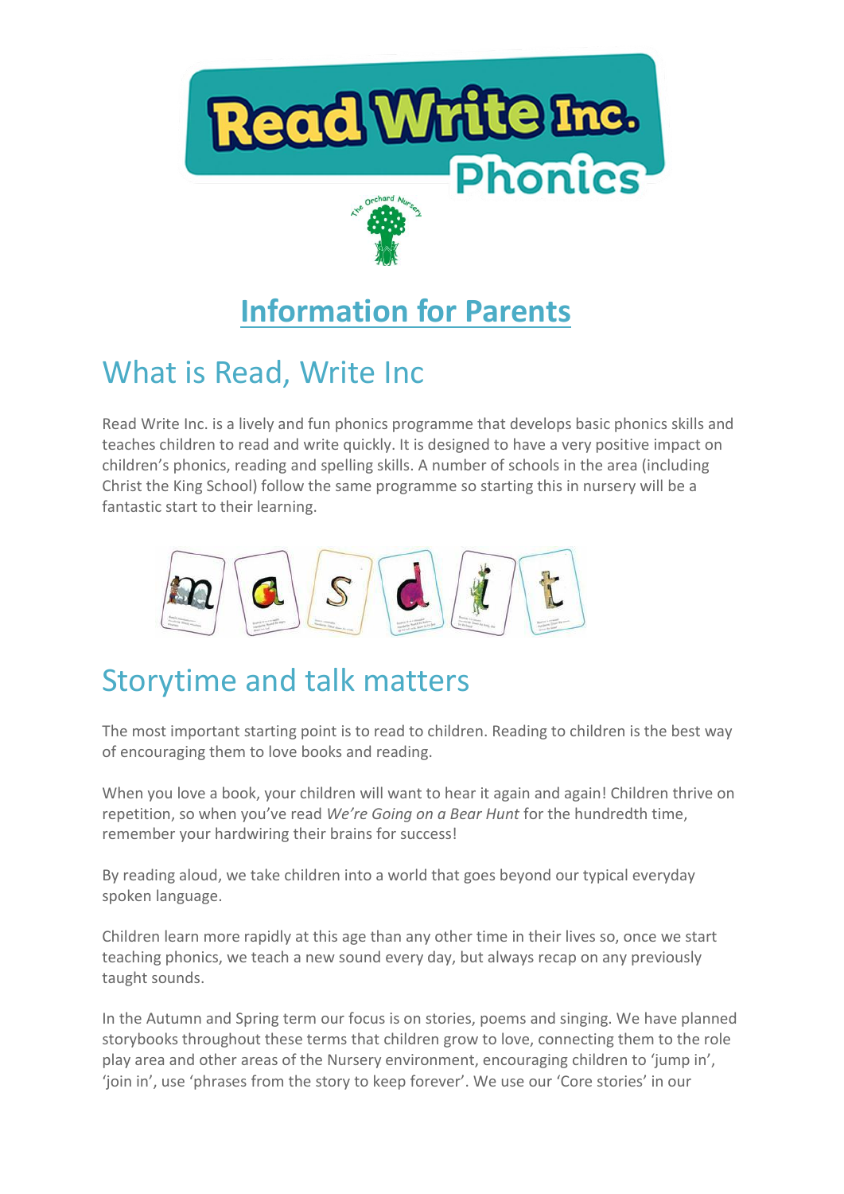# Information for Parents

## What is Read, Write Inc

Read Write Inc. is a lively and fun phonics programme that develops basic phonics skills and teaches children to read and write quickly. It is designed to have a very positive impact on children's phonics, reading and spelling skills. A number of schools in the area (including Christ the King School) follow the same programme so starting this in nursery will be a fantastic start to their learning.

## Storytime and talk matters

The most important starting point is to read to children. Reading to children is the best way of encouraging them to love books and reading.

When you love a book, your children will want to hear it again and again! Children thrive on repetition, so when you've read *We're Going on a Bear Hunt* for the hundredth time, remember your hardwiring their brains for success!

By reading aloud, we take children into a world that goes beyond our typical everyday spoken language.

Children learn more rapidly at this age than any other time in their lives so, once we start teaching phonics, we teach a new sound every day, but always recap on any previously taught sounds.

In the Autumn and Spring term our focus is on stories, poems and singing. We have planned storybooks throughout these terms that children grow to love, connecting them to the role play area and other areas of the Nursery environment, encouraging children to 'jump in', 'join in', use 'phrases from the story to keep forever'. We use our 'Core stories' in our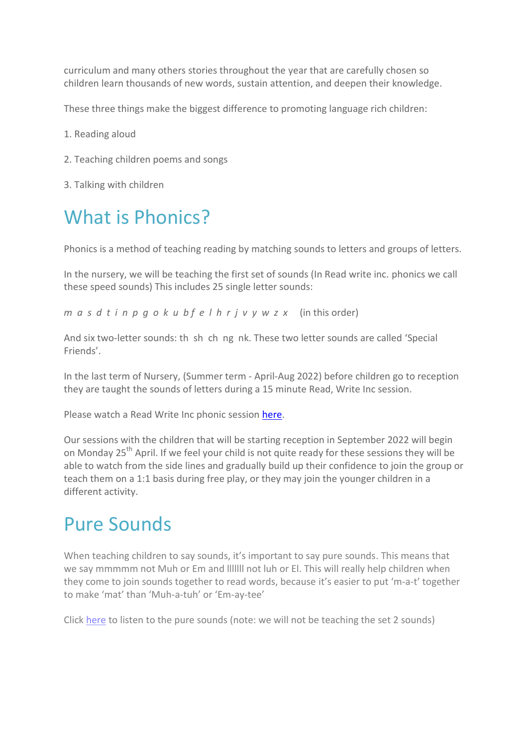curriculum and many others stories throughout the year that are carefully chosen so children learn thousands of new words, sustain attention, and deepen their knowledge.

These three things make the biggest difference to promoting language rich children:

1. Reading aloud

2. Teaching children poems and songs

3. Talking with children

# What is Phonics?

Phonics is a method of teaching reading by matching sounds to letters and groups of letters.

In the nursery, we will be teaching the first set of sounds (In Read write inc. phonics we call these speed sounds) This includes 25 single letter sounds:

*m a s d t i n p g o k u b f e l h r j v y w z x* (in this order)

And six two-letter sounds: th sh ch ng nk. These two letter sounds are called 'Special Friends'.

In the last term of Nursery, (Summer term - April-Aug 2022) before children go to reception they are taught the sounds of letters during a 15 minute Read, Write Inc session.

Please watch a Read Write Inc phonic session here.

Our sessions with the children that will be starting reception in September 2022 will begin on Monday 25th April. If we feel your child is not quite ready for these sessions they will be able to watch from the side lines and gradually build up their confidence to join the group or teach them on a 1:1 basis during free play, or they may join the younger children in a different activity.

# Pure Sounds

When teaching children to say sounds, it's important to say pure sounds. This means that we say mmmmm not Muh or Em and lllllll not luh or El. This will really help children when they come to join sounds together to read words, because it's easier to put 'm-a-t' together to make 'mat' than 'Muh-a-tuh' or 'Em-ay-tee'

Click here to listen to the pure sounds (note: we will not be teaching the set 2 sounds)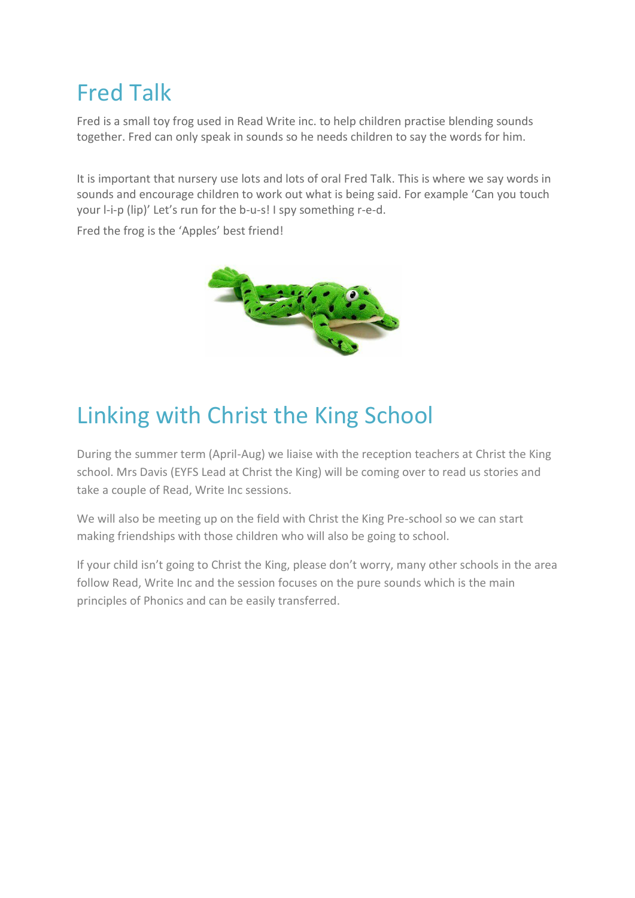# Fred Talk

Fred is a small toy frog used in Read Write inc. to help children practise blending sounds together. Fred can only speak in sounds so he needs children to say the words for him.

It is important that nursery use lots and lots of oral Fred Talk. This is where we say words in sounds and encourage children to work out what is being said. For example 'Can you touch your l-i-p (lip)' Let's run for the b-u-s! I spy something r-e-d.

Fred the frog is the 'Apples' best friend!

# Linking with Christ the King School

During the summer term (April-Aug) we liaise with the reception teachers at Christ the King school. Mrs Davis (EYFS Lead at Christ the King) will be coming over to read us stories and take a couple of Read, Write Inc sessions.

We will also be meeting up on the field with Christ the King Pre-school so we can start making friendships with those children who will also be going to school.

If your child isn't going to Christ the King, please don't worry, many other schools in the area follow Read, Write Inc and the session focuses on the pure sounds which is the main principles of Phonics and can be easily transferred.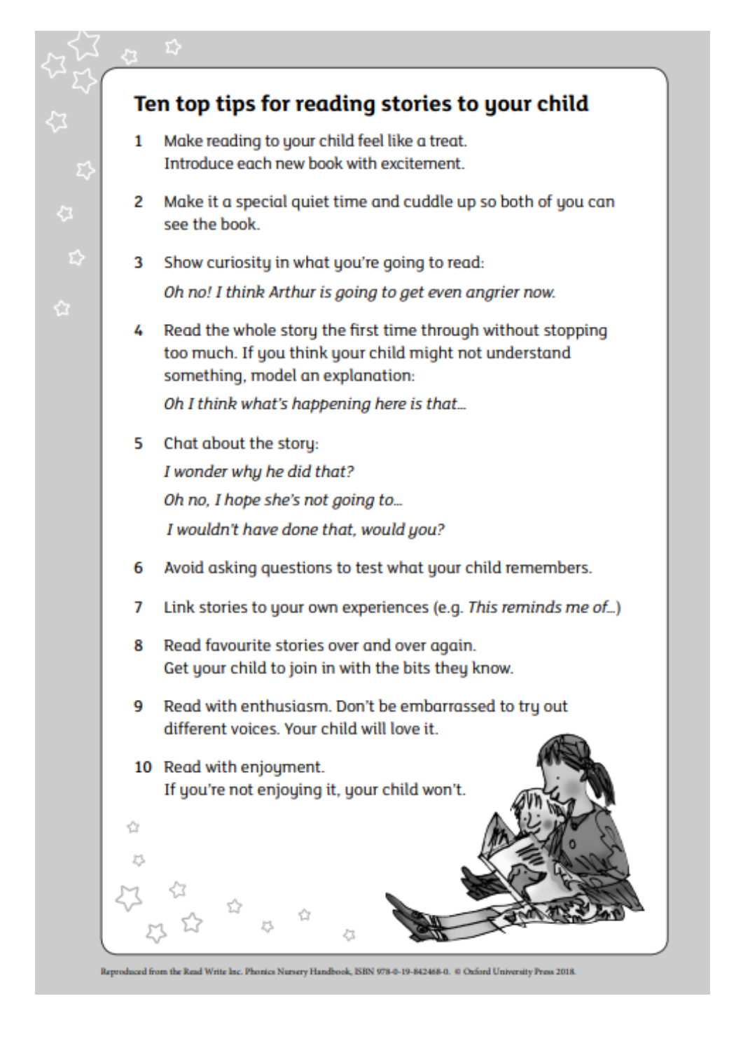# Ten top tips for reading stories to your child

1. Make reading to your child feel like a treat.
   Introduce each new book with excitement.

2. Make it a special quiet time and cuddle up so both of you can see the book.

3. Show curiosity in what you're going to read:

   *Oh no! I think Arthur is going to get even angrier now.*

4. Read the whole story the first time through without stopping too much. If you think your child might not understand something, model an explanation:

   *Oh I think what's happening here is that...*

5. Chat about the story:

   *I wonder why he did that?*

   *Oh no, I hope she's not going to...*

   *I wouldn't have done that, would you?*

6. Avoid asking questions to test what your child remembers.

7. Link stories to your own experiences (e.g. *This reminds me of...*)

8. Read favourite stories over and over again.
   Get your child to join in with the bits they know.

9. Read with enthusiasm. Don't be embarrassed to try out different voices. Your child will love it.

10. Read with enjoyment.
    If you're not enjoying it, your child won't.

Reproduced from the Read Write Inc. Phonics Nursery Handbook, ISBN 978-0-19-842468-0. © Oxford University Press 2018.